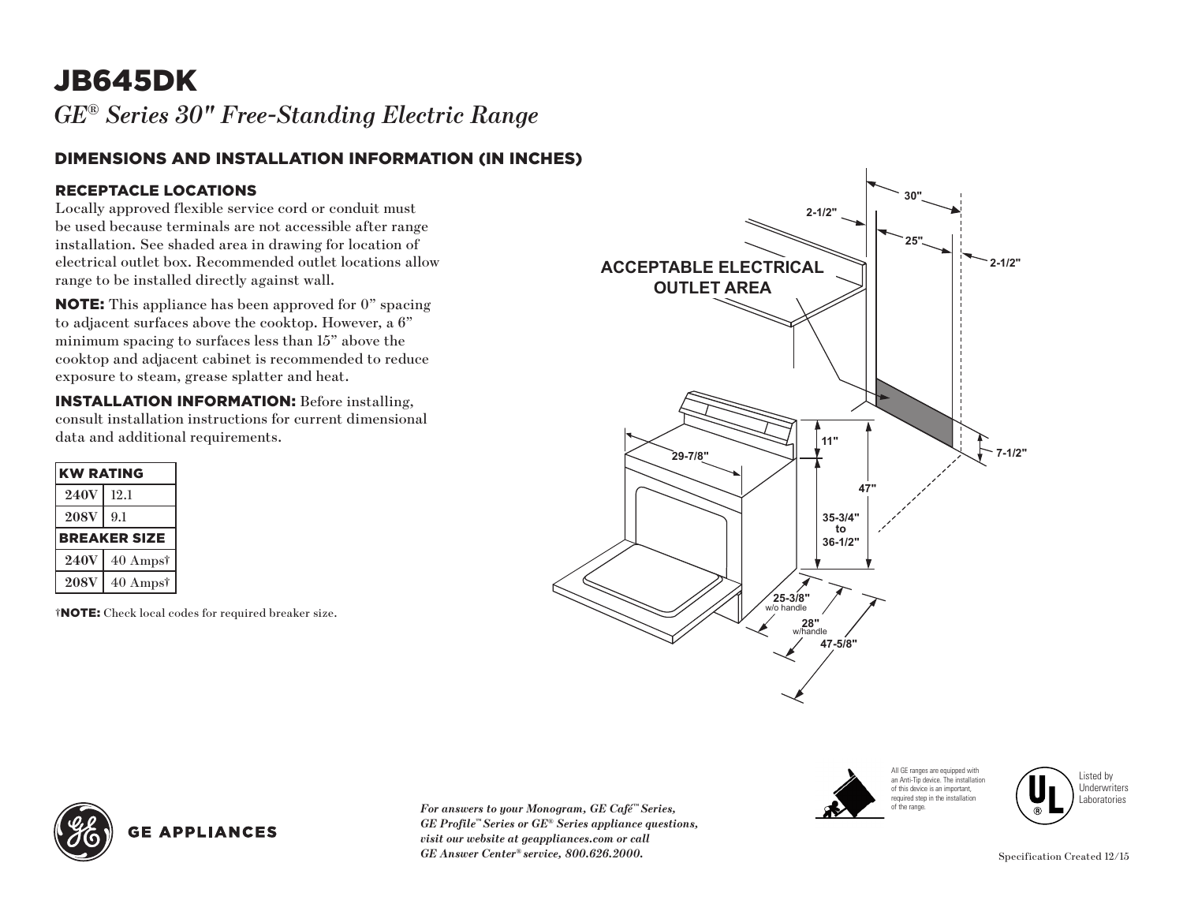# JB645DK

*GE® Series 30" Free-Standing Electric Range*

## DIMENSIONS AND INSTALLATION INFORMATION (IN INCHES)

### RECEPTACLE LOCATIONS

Locally approved flexible service cord or conduit must be used because terminals are not accessible after range installation. See shaded area in drawing for location of electrical outlet box. Recommended outlet locations allow range to be installed directly against wall.

**NOTE:** This appliance has been approved for 0" spacing to adjacent surfaces above the cooktop. However, a 6" minimum spacing to surfaces less than 15" above the cooktop and adjacent cabinet is recommended to reduce exposure to steam, grease splatter and heat.

**INSTALLATION INFORMATION:** Before installing, consult installation instructions for current dimensional data and additional requirements.

| KW RATING | |
|---|---|
| 240V | 12.1 |
| 208V | 9.1 |
| **BREAKER SIZE** | |
| 240V | 40 Amps† |
| 208V | 40 Amps† |

†**NOTE:** Check local codes for required breaker size.

ACCEPTABLE ELECTRICAL OUTLET AREA

30"
2-1/2"
25"
2-1/2"
7-1/2"
11"
47"
29-7/8"
35-3/4" to 36-1/2"
25-3/8" w/o handle
28" w/handle
47-5/8"

*For answers to your Monogram, GE Café™ Series, GE Profile™ Series or GE® Series appliance questions, visit our website at geappliances.com or call GE Answer Center® service, 800.626.2000.*

All GE ranges are equipped with an Anti-Tip device. The installation of this device is an important, required step in the installation of the range.

Listed by Underwriters Laboratories

Specification Created 12/15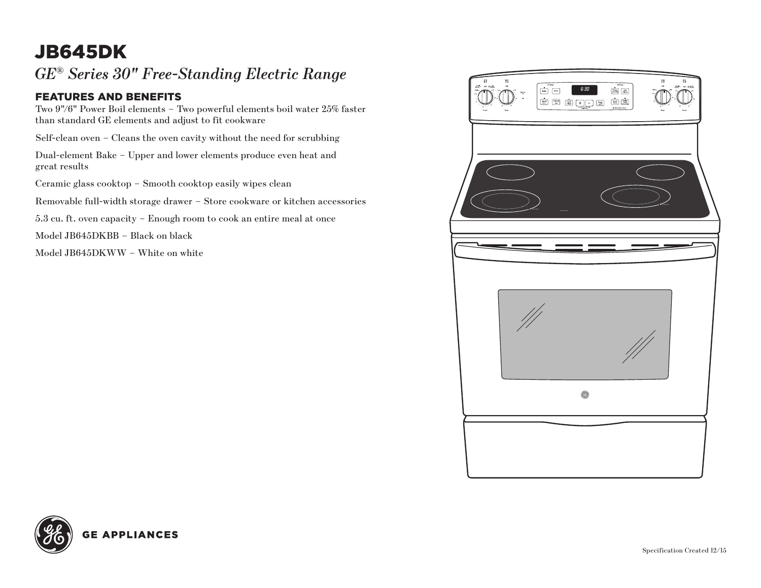# JB645DK

*GE® Series 30" Free-Standing Electric Range*

## FEATURES AND BENEFITS

Two 9"/6" Power Boil elements – Two powerful elements boil water 25% faster than standard GE elements and adjust to fit cookware

Self-clean oven – Cleans the oven cavity without the need for scrubbing

Dual-element Bake – Upper and lower elements produce even heat and great results

Ceramic glass cooktop – Smooth cooktop easily wipes clean

Removable full-width storage drawer – Store cookware or kitchen accessories

5.3 cu. ft. oven capacity – Enough room to cook an entire meal at once

Model JB645DKBB – Black on black

Model JB645DKWW – White on white

GE APPLIANCES

Specification Created 12/15